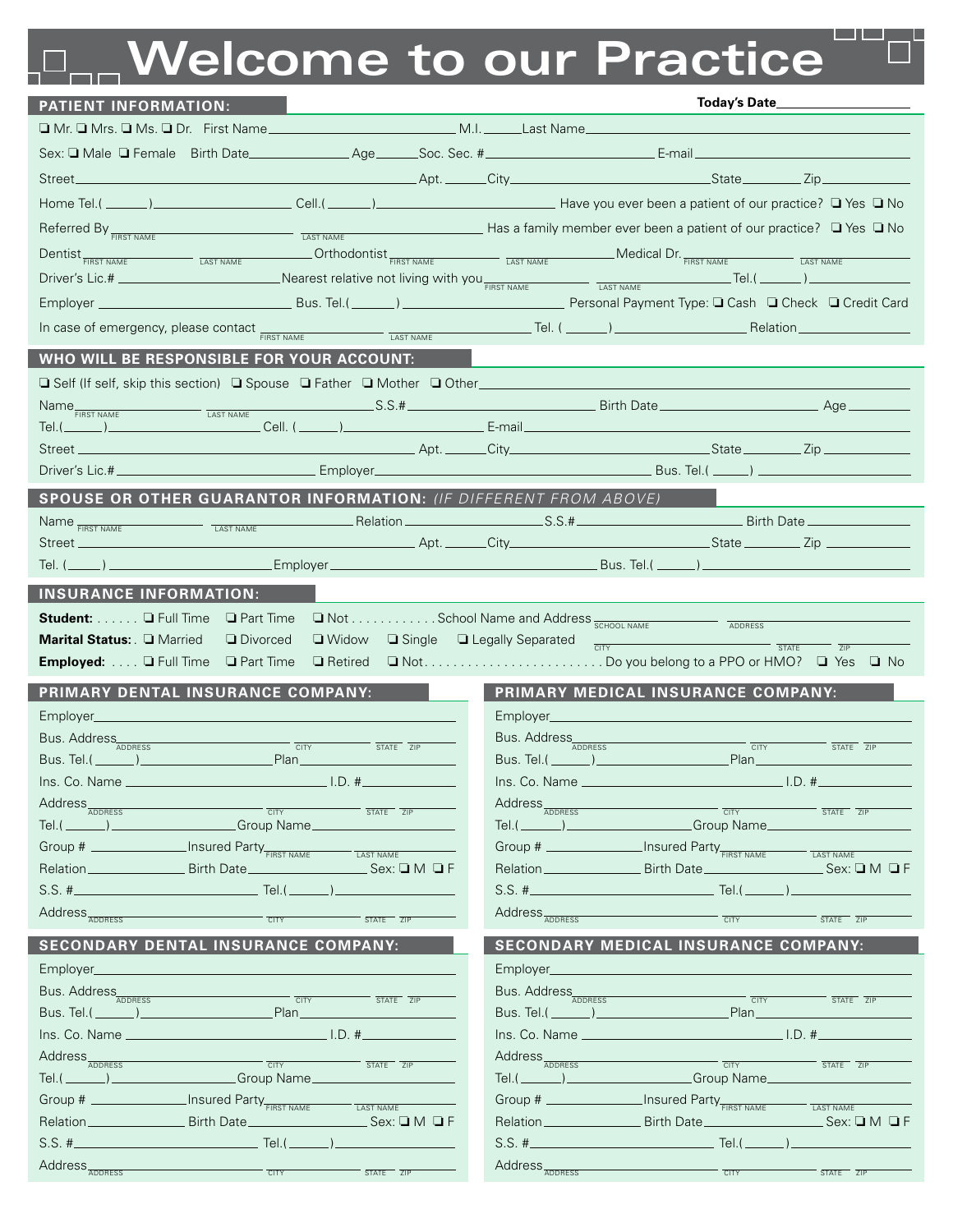# Welcome to our Practice

## PATIENT INFORMATION:

Today's Date__________________

❑ Mr. ❑ Mrs. ❑ Ms. ❑ Dr. First Name____________________ M.I._____ Last Name____________________

Sex: ❑ Male ❑ Female Birth Date______________ Age______ Soc. Sec. #____________________ E-mail____________________

Street____________________ Apt. ______ City____________________ State________ Zip__________

Home Tel.( ______)____________ Cell.( ______)____________ Have you ever been a patient of our practice? ❑ Yes ❑ No

Referred By________________ (FIRST NAME) ________________ (LAST NAME) Has a family member ever been a patient of our practice? ❑ Yes ❑ No

Dentist__________ (FIRST NAME) __________ (LAST NAME) Orthodontist__________ (FIRST NAME) __________ (LAST NAME) Medical Dr.__________ (FIRST NAME) __________ (LAST NAME)

Driver's Lic.# ________________ Nearest relative not living with you__________ (FIRST NAME) __________ (LAST NAME) Tel.( ______)__________

Employer ________________ Bus. Tel.( ______) ________________ Personal Payment Type: ❑ Cash ❑ Check ❑ Credit Card

In case of emergency, please contact __________ (FIRST NAME) __________ (LAST NAME) Tel. ( ______) ____________ Relation__________

## WHO WILL BE RESPONSIBLE FOR YOUR ACCOUNT:

❑ Self (If self, skip this section) ❑ Spouse ❑ Father ❑ Mother ❑ Other____________________

Name__________ (FIRST NAME) __________ (LAST NAME) S.S.#____________________ Birth Date______________ Age________

Tel.(______)____________ Cell. ( ______)____________ E-mail____________________

Street ____________________ Apt. ______ City____________________ State________ Zip__________

Driver's Lic.#____________________ Employer____________________ Bus. Tel.( _____) ____________

## SPOUSE OR OTHER GUARANTOR INFORMATION: *(IF DIFFERENT FROM ABOVE)*

Name__________ (FIRST NAME) __________ (LAST NAME) Relation______________ S.S.#____________________ Birth Date______________

Street ____________________ Apt. ______ City____________________ State________ Zip__________

Tel. (_____) ____________ Employer____________________ Bus. Tel.( ______) ____________

## INSURANCE INFORMATION:

**Student:** . . . . . . ❑ Full Time ❑ Part Time ❑ Not . . . . . . . . . . . . School Name and Address__________ (SCHOOL NAME) __________ (ADDRESS)

**Marital Status:** . ❑ Married ❑ Divorced ❑ Widow ❑ Single ❑ Legally Separated __________ (CITY) ______ (STATE) ______ (ZIP)

**Employed:** . . . . ❑ Full Time ❑ Part Time ❑ Retired ❑ Not. . . . . . . . . . . . . . . . . . . . . . . . . Do you belong to a PPO or HMO? ❑ Yes ❑ No

## PRIMARY DENTAL INSURANCE COMPANY:

Employer____________________

Bus. Address__________ (ADDRESS) ______ (CITY) ______ (STATE) ______ (ZIP)

Bus. Tel.( ______)____________ Plan____________

Ins. Co. Name ____________________ I.D. #____________

Address__________ (ADDRESS) ______ (CITY) ______ (STATE) ______ (ZIP)

Tel.( ______)____________ Group Name____________

Group # ____________ Insured Party__________ (FIRST NAME) __________ (LAST NAME)

Relation____________ Birth Date______________ Sex: ❑ M ❑ F

S.S. #____________________ Tel.( ______)____________

Address__________ (ADDRESS) ______ (CITY) ______ (STATE) ______ (ZIP)

## PRIMARY MEDICAL INSURANCE COMPANY:

Employer____________________

Bus. Address__________ (ADDRESS) ______ (CITY) ______ (STATE) ______ (ZIP)

Bus. Tel.( ______)____________ Plan____________

Ins. Co. Name ____________________ I.D. #____________

Address__________ (ADDRESS) ______ (CITY) ______ (STATE) ______ (ZIP)

Tel.( ______)____________ Group Name____________

Group # ____________ Insured Party__________ (FIRST NAME) __________ (LAST NAME)

Relation____________ Birth Date______________ Sex: ❑ M ❑ F

S.S. #____________________ Tel.( ______)____________

Address__________ (ADDRESS) ______ (CITY) ______ (STATE) ______ (ZIP)

## SECONDARY DENTAL INSURANCE COMPANY:

Employer____________________

Bus. Address__________ (ADDRESS) ______ (CITY) ______ (STATE) ______ (ZIP)

Bus. Tel.( ______)____________ Plan____________

Ins. Co. Name ____________________ I.D. #____________

Address__________ (ADDRESS) ______ (CITY) ______ (STATE) ______ (ZIP)

Tel.( ______)____________ Group Name____________

Group # ____________ Insured Party__________ (FIRST NAME) __________ (LAST NAME)

Relation____________ Birth Date______________ Sex: ❑ M ❑ F

S.S. #____________________ Tel.( ______)____________

Address__________ (ADDRESS) ______ (CITY) ______ (STATE) ______ (ZIP)

## SECONDARY MEDICAL INSURANCE COMPANY:

Employer____________________

Bus. Address__________ (ADDRESS) ______ (CITY) ______ (STATE) ______ (ZIP)

Bus. Tel.( ______)____________ Plan____________

Ins. Co. Name ____________________ I.D. #____________

Address__________ (ADDRESS) ______ (CITY) ______ (STATE) ______ (ZIP)

Tel.( ______)____________ Group Name____________

Group # ____________ Insured Party__________ (FIRST NAME) __________ (LAST NAME)

Relation____________ Birth Date______________ Sex: ❑ M ❑ F

S.S. #____________________ Tel.( ______)____________

Address__________ (ADDRESS) ______ (CITY) ______ (STATE) ______ (ZIP)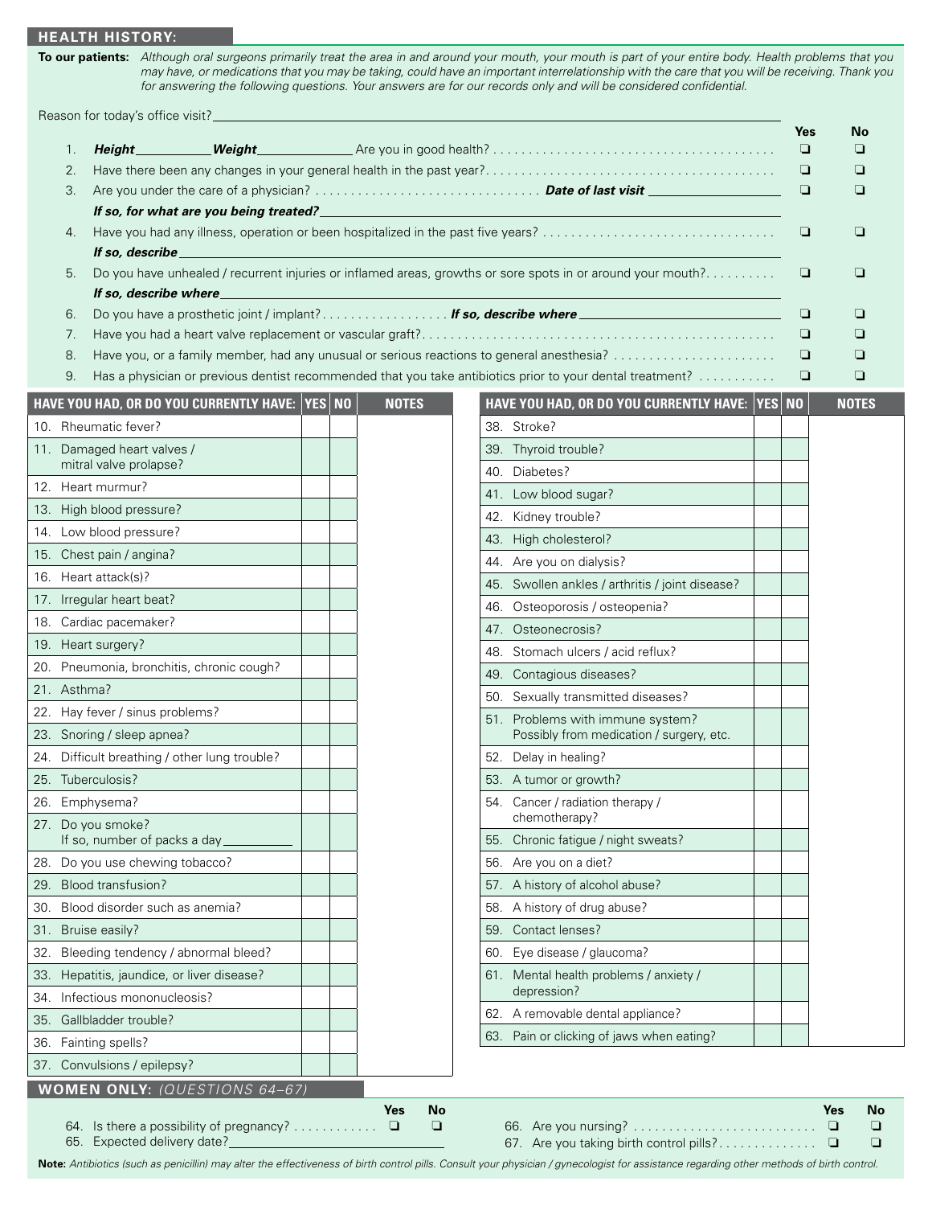## HEALTH HISTORY:

**To our patients:** *Although oral surgeons primarily treat the area in and around your mouth, your mouth is part of your entire body. Health problems that you may have, or medications that you may be taking, could have an important interrelationship with the care that you will be receiving. Thank you for answering the following questions. Your answers are for our records only and will be considered confidential.*

Reason for today's office visit? ______________________________

| | | Yes | No |
|---|---|---|---|
| 1. | ***Height*** ________ ***Weight*** ________ Are you in good health? | ❏ | ❏ |
| 2. | Have there been any changes in your general health in the past year? | ❏ | ❏ |
| 3. | Are you under the care of a physician? ***Date of last visit*** ________ | ❏ | ❏ |
| | ***If so, for what are you being treated?*** ________ | | |
| 4. | Have you had any illness, operation or been hospitalized in the past five years? | ❏ | ❏ |
| | ***If so, describe*** ________ | | |
| 5. | Do you have unhealed / recurrent injuries or inflamed areas, growths or sore spots in or around your mouth? | ❏ | ❏ |
| | ***If so, describe where*** ________ | | |
| 6. | Do you have a prosthetic joint / implant? ***If so, describe where*** ________ | ❏ | ❏ |
| 7. | Have you had a heart valve replacement or vascular graft? | ❏ | ❏ |
| 8. | Have you, or a family member, had any unusual or serious reactions to general anesthesia? | ❏ | ❏ |
| 9. | Has a physician or previous dentist recommended that you take antibiotics prior to your dental treatment? | ❏ | ❏ |

| HAVE YOU HAD, OR DO YOU CURRENTLY HAVE: | YES | NO | NOTES |
|---|---|---|---|
| 10. Rheumatic fever? | | | |
| 11. Damaged heart valves / mitral valve prolapse? | | | |
| 12. Heart murmur? | | | |
| 13. High blood pressure? | | | |
| 14. Low blood pressure? | | | |
| 15. Chest pain / angina? | | | |
| 16. Heart attack(s)? | | | |
| 17. Irregular heart beat? | | | |
| 18. Cardiac pacemaker? | | | |
| 19. Heart surgery? | | | |
| 20. Pneumonia, bronchitis, chronic cough? | | | |
| 21. Asthma? | | | |
| 22. Hay fever / sinus problems? | | | |
| 23. Snoring / sleep apnea? | | | |
| 24. Difficult breathing / other lung trouble? | | | |
| 25. Tuberculosis? | | | |
| 26. Emphysema? | | | |
| 27. Do you smoke? If so, number of packs a day ________ | | | |
| 28. Do you use chewing tobacco? | | | |
| 29. Blood transfusion? | | | |
| 30. Blood disorder such as anemia? | | | |
| 31. Bruise easily? | | | |
| 32. Bleeding tendency / abnormal bleed? | | | |
| 33. Hepatitis, jaundice, or liver disease? | | | |
| 34. Infectious mononucleosis? | | | |
| 35. Gallbladder trouble? | | | |
| 36. Fainting spells? | | | |
| 37. Convulsions / epilepsy? | | | |

| HAVE YOU HAD, OR DO YOU CURRENTLY HAVE: | YES | NO | NOTES |
|---|---|---|---|
| 38. Stroke? | | | |
| 39. Thyroid trouble? | | | |
| 40. Diabetes? | | | |
| 41. Low blood sugar? | | | |
| 42. Kidney trouble? | | | |
| 43. High cholesterol? | | | |
| 44. Are you on dialysis? | | | |
| 45. Swollen ankles / arthritis / joint disease? | | | |
| 46. Osteoporosis / osteopenia? | | | |
| 47. Osteonecrosis? | | | |
| 48. Stomach ulcers / acid reflux? | | | |
| 49. Contagious diseases? | | | |
| 50. Sexually transmitted diseases? | | | |
| 51. Problems with immune system? Possibly from medication / surgery, etc. | | | |
| 52. Delay in healing? | | | |
| 53. A tumor or growth? | | | |
| 54. Cancer / radiation therapy / chemotherapy? | | | |
| 55. Chronic fatigue / night sweats? | | | |
| 56. Are you on a diet? | | | |
| 57. A history of alcohol abuse? | | | |
| 58. A history of drug abuse? | | | |
| 59. Contact lenses? | | | |
| 60. Eye disease / glaucoma? | | | |
| 61. Mental health problems / anxiety / depression? | | | |
| 62. A removable dental appliance? | | | |
| 63. Pain or clicking of jaws when eating? | | | |

## WOMEN ONLY: *(QUESTIONS 64–67)*

| | Yes | No |
|---|---|---|
| 64. Is there a possibility of pregnancy? | ❏ | ❏ |
| 65. Expected delivery date? ________ | | |
| 66. Are you nursing? | ❏ | ❏ |
| 67. Are you taking birth control pills? | ❏ | ❏ |

**Note:** *Antibiotics (such as penicillin) may alter the effectiveness of birth control pills. Consult your physician / gynecologist for assistance regarding other methods of birth control.*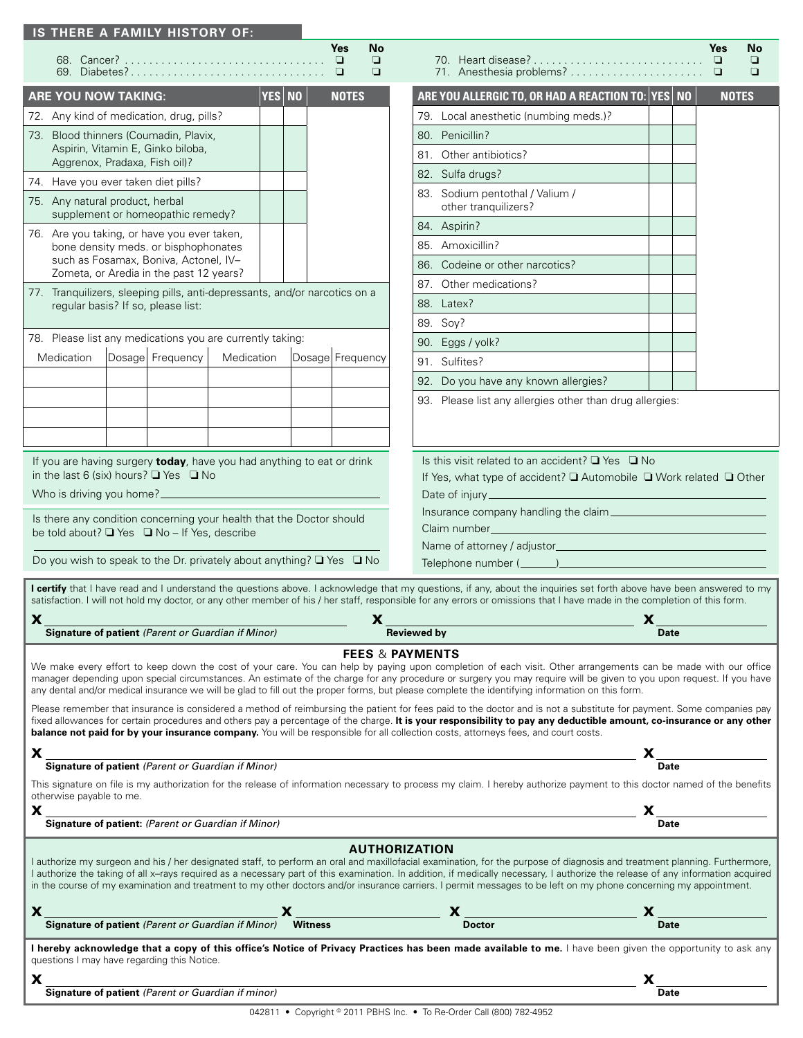## IS THERE A FAMILY HISTORY OF:

| | Yes | No |
|---|---|---|
| 68. Cancer? | ❑ | ❑ |
| 69. Diabetes? | ❑ | ❑ |
| 70. Heart disease? | ❑ | ❑ |
| 71. Anesthesia problems? | ❑ | ❑ |

| ARE YOU NOW TAKING: | YES | NO | NOTES |
|---|---|---|---|
| 72. Any kind of medication, drug, pills? | | | |
| 73. Blood thinners (Coumadin, Plavix, Aspirin, Vitamin E, Ginko biloba, Aggrenox, Pradaxa, Fish oil)? | | | |
| 74. Have you ever taken diet pills? | | | |
| 75. Any natural product, herbal supplement or homeopathic remedy? | | | |
| 76. Are you taking, or have you ever taken, bone density meds. or bisphophonates such as Fosamax, Boniva, Actonel, IV–Zometa, or Aredia in the past 12 years? | | | |

77. Tranquilizers, sleeping pills, anti-depressants, and/or narcotics on a regular basis? If so, please list:

78. Please list any medications you are currently taking:

| Medication | Dosage | Frequency | Medication | Dosage | Frequency |
|---|---|---|---|---|---|
| | | | | | |
| | | | | | |
| | | | | | |
| | | | | | |

| ARE YOU ALLERGIC TO, OR HAD A REACTION TO: | YES | NO | NOTES |
|---|---|---|---|
| 79. Local anesthetic (numbing meds.)? | | | |
| 80. Penicillin? | | | |
| 81. Other antibiotics? | | | |
| 82. Sulfa drugs? | | | |
| 83. Sodium pentothal / Valium / other tranquilizers? | | | |
| 84. Aspirin? | | | |
| 85. Amoxicillin? | | | |
| 86. Codeine or other narcotics? | | | |
| 87. Other medications? | | | |
| 88. Latex? | | | |
| 89. Soy? | | | |
| 90. Eggs / yolk? | | | |
| 91. Sulfites? | | | |
| 92. Do you have any known allergies? | | | |

93. Please list any allergies other than drug allergies:

If you are having surgery **today**, have you had anything to eat or drink in the last 6 (six) hours? ❑ Yes ❑ No

Who is driving you home? ______________________

Is there any condition concerning your health that the Doctor should be told about? ❑ Yes ❑ No – If Yes, describe

______________________

Do you wish to speak to the Dr. privately about anything? ❑ Yes ❑ No

Is this visit related to an accident? ❑ Yes ❑ No

If Yes, what type of accident? ❑ Automobile ❑ Work related ❑ Other

Date of injury ______________________

Insurance company handling the claim ______________________

Claim number ______________________

Name of attorney / adjustor ______________________

Telephone number (______) ______________________

**I certify** that I have read and I understand the questions above. I acknowledge that my questions, if any, about the inquiries set forth above have been answered to my satisfaction. I will not hold my doctor, or any other member of his / her staff, responsible for any errors or omissions that I have made in the completion of this form.

**X** ______________________ **X** ______________________ **X** ______________________
**Signature of patient** *(Parent or Guardian if Minor)* **Reviewed by** **Date**

## FEES & PAYMENTS

We make every effort to keep down the cost of your care. You can help by paying upon completion of each visit. Other arrangements can be made with our office manager depending upon special circumstances. An estimate of the charge for any procedure or surgery you may require will be given to you upon request. If you have any dental and/or medical insurance we will be glad to fill out the proper forms, but please complete the identifying information on this form.

Please remember that insurance is considered a method of reimbursing the patient for fees paid to the doctor and is not a substitute for payment. Some companies pay fixed allowances for certain procedures and others pay a percentage of the charge. **It is your responsibility to pay any deductible amount, co-insurance or any other balance not paid for by your insurance company.** You will be responsible for all collection costs, attorneys fees, and court costs.

**X** ______________________ **X** ______________________
**Signature of patient** *(Parent or Guardian if Minor)* **Date**

This signature on file is my authorization for the release of information necessary to process my claim. I hereby authorize payment to this doctor named of the benefits otherwise payable to me.

**X** ______________________ **X** ______________________
**Signature of patient:** *(Parent or Guardian if Minor)* **Date**

## AUTHORIZATION

I authorize my surgeon and his / her designated staff, to perform an oral and maxillofacial examination, for the purpose of diagnosis and treatment planning. Furthermore, I authorize the taking of all x–rays required as a necessary part of this examination. In addition, if medically necessary, I authorize the release of any information acquired in the course of my examination and treatment to my other doctors and/or insurance carriers. I permit messages to be left on my phone concerning my appointment.

**X** ______________________ **X** ______________________ **X** ______________________ **X** ______________________
**Signature of patient** *(Parent or Guardian if Minor)* **Witness** **Doctor** **Date**

**I hereby acknowledge that a copy of this office's Notice of Privacy Practices has been made available to me.** I have been given the opportunity to ask any questions I may have regarding this Notice.

**X** ______________________ **X** ______________________
**Signature of patient** *(Parent or Guardian if minor)* **Date**

042811 • Copyright © 2011 PBHS Inc. • To Re-Order Call (800) 782-4952